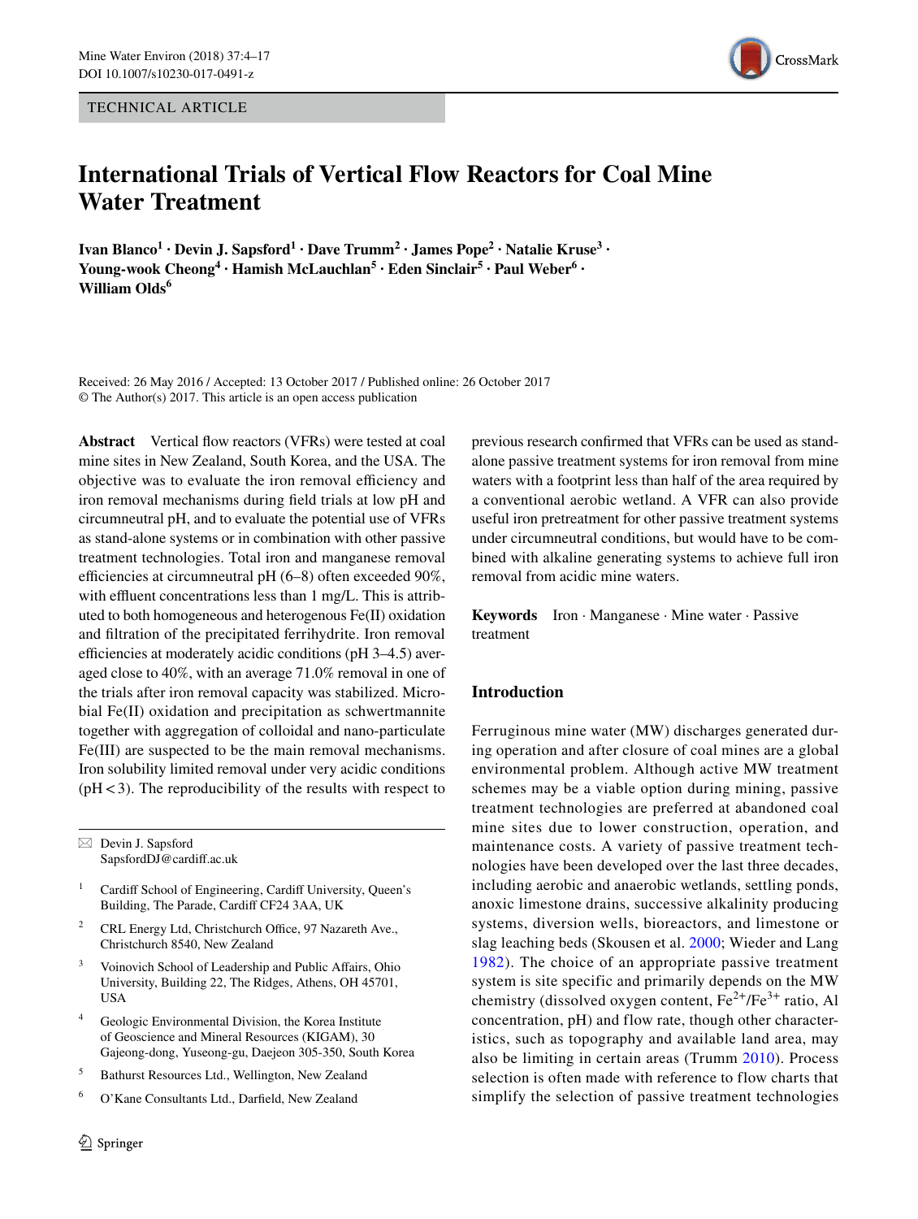TECHNICAL ARTICLE

# International Trials of Vertical Flow Reactors for Coal Mine Water Treatment

**Ivan Blanco[1] · Devin J. Sapsford[1] · Dave Trumm[2] · James Pope[2] · Natalie Kruse[3] · Young-wook Cheong[4] · Hamish McLauchlan[5] · Eden Sinclair[5] · Paul Weber[6] · William Olds[6]**

Received: 26 May 2016 / Accepted: 13 October 2017 / Published online: 26 October 2017
© The Author(s) 2017. This article is an open access publication

**Abstract** Vertical flow reactors (VFRs) were tested at coal mine sites in New Zealand, South Korea, and the USA. The objective was to evaluate the iron removal efficiency and iron removal mechanisms during field trials at low pH and circumneutral pH, and to evaluate the potential use of VFRs as stand-alone systems or in combination with other passive treatment technologies. Total iron and manganese removal efficiencies at circumneutral pH (6–8) often exceeded 90%, with effluent concentrations less than 1 mg/L. This is attributed to both homogeneous and heterogenous Fe(II) oxidation and filtration of the precipitated ferrihydrite. Iron removal efficiencies at moderately acidic conditions (pH 3–4.5) averaged close to 40%, with an average 71.0% removal in one of the trials after iron removal capacity was stabilized. Microbial Fe(II) oxidation and precipitation as schwertmannite together with aggregation of colloidal and nano-particulate Fe(III) are suspected to be the main removal mechanisms. Iron solubility limited removal under very acidic conditions (pH < 3). The reproducibility of the results with respect to previous research confirmed that VFRs can be used as stand-alone passive treatment systems for iron removal from mine waters with a footprint less than half of the area required by a conventional aerobic wetland. A VFR can also provide useful iron pretreatment for other passive treatment systems under circumneutral conditions, but would have to be combined with alkaline generating systems to achieve full iron removal from acidic mine waters.

**Keywords** Iron · Manganese · Mine water · Passive treatment

✉ Devin J. Sapsford
SapsfordDJ@cardiff.ac.uk

1 Cardiff School of Engineering, Cardiff University, Queen's Building, The Parade, Cardiff CF24 3AA, UK

2 CRL Energy Ltd, Christchurch Office, 97 Nazareth Ave., Christchurch 8540, New Zealand

3 Voinovich School of Leadership and Public Affairs, Ohio University, Building 22, The Ridges, Athens, OH 45701, USA

4 Geologic Environmental Division, the Korea Institute of Geoscience and Mineral Resources (KIGAM), 30 Gajeong-dong, Yuseong-gu, Daejeon 305-350, South Korea

5 Bathurst Resources Ltd., Wellington, New Zealand

6 O'Kane Consultants Ltd., Darfield, New Zealand

## Introduction

Ferruginous mine water (MW) discharges generated during operation and after closure of coal mines are a global environmental problem. Although active MW treatment schemes may be a viable option during mining, passive treatment technologies are preferred at abandoned coal mine sites due to lower construction, operation, and maintenance costs. A variety of passive treatment technologies have been developed over the last three decades, including aerobic and anaerobic wetlands, settling ponds, anoxic limestone drains, successive alkalinity producing systems, diversion wells, bioreactors, and limestone or slag leaching beds (Skousen et al. 2000; Wieder and Lang 1982). The choice of an appropriate passive treatment system is site specific and primarily depends on the MW chemistry (dissolved oxygen content, $Fe^{2+}/Fe^{3+}$ ratio, Al concentration, pH) and flow rate, though other characteristics, such as topography and available land area, may also be limiting in certain areas (Trumm 2010). Process selection is often made with reference to flow charts that simplify the selection of passive treatment technologies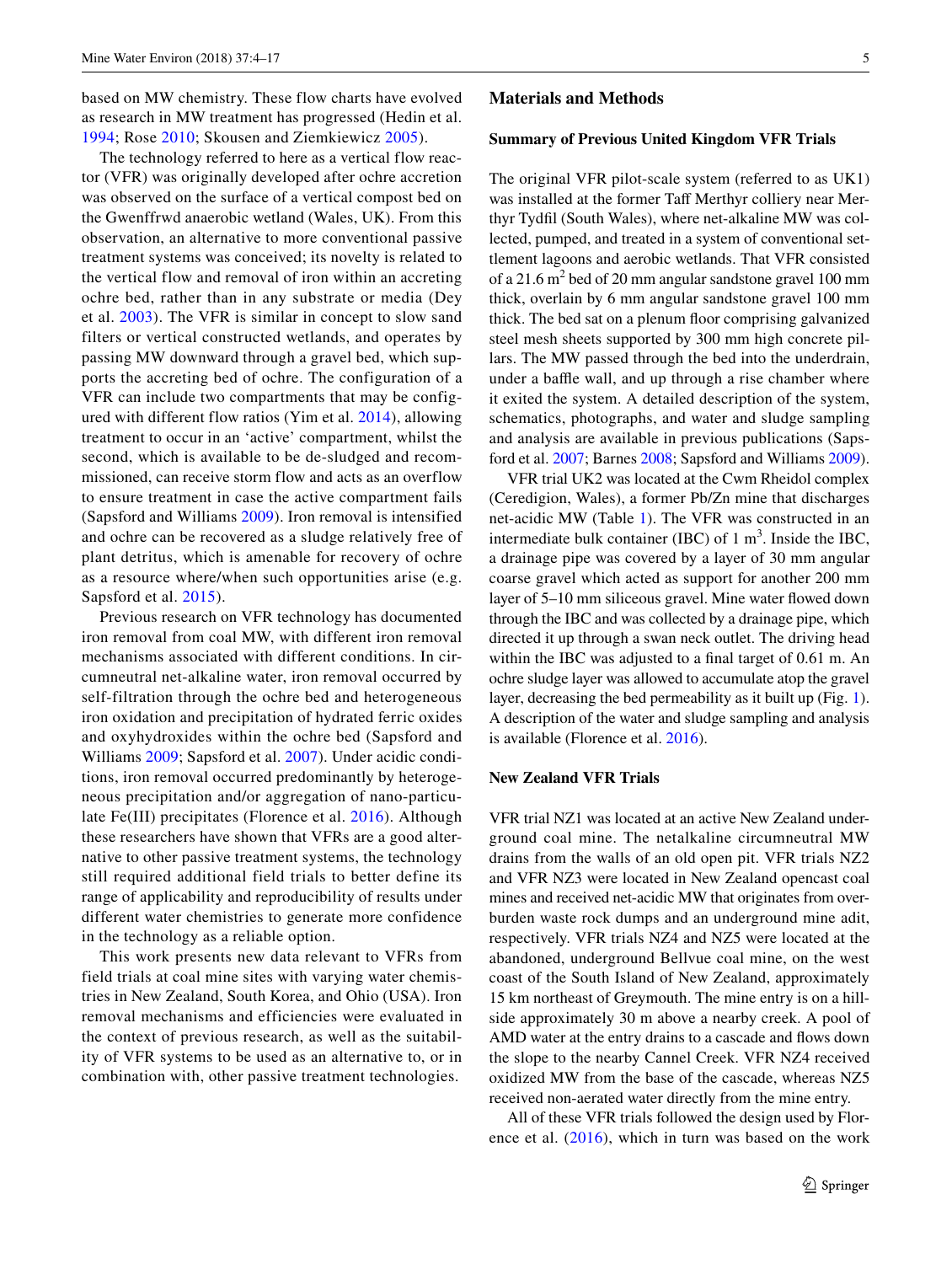based on MW chemistry. These flow charts have evolved as research in MW treatment has progressed (Hedin et al. 1994; Rose 2010; Skousen and Ziemkiewicz 2005).

The technology referred to here as a vertical flow reactor (VFR) was originally developed after ochre accretion was observed on the surface of a vertical compost bed on the Gwenffrwd anaerobic wetland (Wales, UK). From this observation, an alternative to more conventional passive treatment systems was conceived; its novelty is related to the vertical flow and removal of iron within an accreting ochre bed, rather than in any substrate or media (Dey et al. 2003). The VFR is similar in concept to slow sand filters or vertical constructed wetlands, and operates by passing MW downward through a gravel bed, which supports the accreting bed of ochre. The configuration of a VFR can include two compartments that may be configured with different flow ratios (Yim et al. 2014), allowing treatment to occur in an 'active' compartment, whilst the second, which is available to be de-sludged and recommissioned, can receive storm flow and acts as an overflow to ensure treatment in case the active compartment fails (Sapsford and Williams 2009). Iron removal is intensified and ochre can be recovered as a sludge relatively free of plant detritus, which is amenable for recovery of ochre as a resource where/when such opportunities arise (e.g. Sapsford et al. 2015).

Previous research on VFR technology has documented iron removal from coal MW, with different iron removal mechanisms associated with different conditions. In circumneutral net-alkaline water, iron removal occurred by self-filtration through the ochre bed and heterogeneous iron oxidation and precipitation of hydrated ferric oxides and oxyhydroxides within the ochre bed (Sapsford and Williams 2009; Sapsford et al. 2007). Under acidic conditions, iron removal occurred predominantly by heterogeneous precipitation and/or aggregation of nano-particulate Fe(III) precipitates (Florence et al. 2016). Although these researchers have shown that VFRs are a good alternative to other passive treatment systems, the technology still required additional field trials to better define its range of applicability and reproducibility of results under different water chemistries to generate more confidence in the technology as a reliable option.

This work presents new data relevant to VFRs from field trials at coal mine sites with varying water chemistries in New Zealand, South Korea, and Ohio (USA). Iron removal mechanisms and efficiencies were evaluated in the context of previous research, as well as the suitability of VFR systems to be used as an alternative to, or in combination with, other passive treatment technologies.

## Materials and Methods

### Summary of Previous United Kingdom VFR Trials

The original VFR pilot-scale system (referred to as UK1) was installed at the former Taff Merthyr colliery near Merthyr Tydfil (South Wales), where net-alkaline MW was collected, pumped, and treated in a system of conventional settlement lagoons and aerobic wetlands. That VFR consisted of a 21.6 $m^2$ bed of 20 mm angular sandstone gravel 100 mm thick, overlain by 6 mm angular sandstone gravel 100 mm thick. The bed sat on a plenum floor comprising galvanized steel mesh sheets supported by 300 mm high concrete pillars. The MW passed through the bed into the underdrain, under a baffle wall, and up through a rise chamber where it exited the system. A detailed description of the system, schematics, photographs, and water and sludge sampling and analysis are available in previous publications (Sapsford et al. 2007; Barnes 2008; Sapsford and Williams 2009).

VFR trial UK2 was located at the Cwm Rheidol complex (Ceredigion, Wales), a former Pb/Zn mine that discharges net-acidic MW (Table 1). The VFR was constructed in an intermediate bulk container (IBC) of 1 $m^3$. Inside the IBC, a drainage pipe was covered by a layer of 30 mm angular coarse gravel which acted as support for another 200 mm layer of 5–10 mm siliceous gravel. Mine water flowed down through the IBC and was collected by a drainage pipe, which directed it up through a swan neck outlet. The driving head within the IBC was adjusted to a final target of 0.61 m. An ochre sludge layer was allowed to accumulate atop the gravel layer, decreasing the bed permeability as it built up (Fig. 1). A description of the water and sludge sampling and analysis is available (Florence et al. 2016).

### New Zealand VFR Trials

VFR trial NZ1 was located at an active New Zealand underground coal mine. The netalkaline circumneutral MW drains from the walls of an old open pit. VFR trials NZ2 and VFR NZ3 were located in New Zealand opencast coal mines and received net-acidic MW that originates from overburden waste rock dumps and an underground mine adit, respectively. VFR trials NZ4 and NZ5 were located at the abandoned, underground Bellvue coal mine, on the west coast of the South Island of New Zealand, approximately 15 km northeast of Greymouth. The mine entry is on a hillside approximately 30 m above a nearby creek. A pool of AMD water at the entry drains to a cascade and flows down the slope to the nearby Cannel Creek. VFR NZ4 received oxidized MW from the base of the cascade, whereas NZ5 received non-aerated water directly from the mine entry.

All of these VFR trials followed the design used by Florence et al. (2016), which in turn was based on the work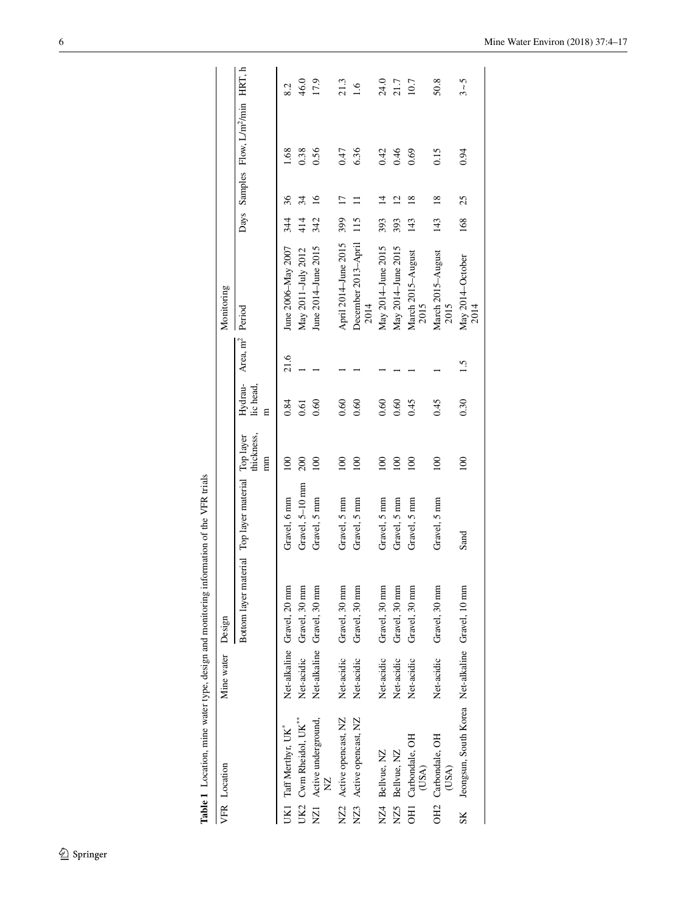**Table 1** Location, mine water type, design and monitoring information of the VFR trials

| VFR | Location | Mine water | Design | | | | | Monitoring | | | | |
|---|---|---|---|---|---|---|---|---|---|---|---|---|
| | | | Bottom layer material | Top layer material | Top layer thickness, mm | Hydraulic head, m | Area, $m^2$ | Period | Days | Samples | Flow, L/m$^2$/min | HRT, h |
| UK1 | Taff Merthyr, UK* | Net-alkaline | Gravel, 20 mm | Gravel, 6 mm | 100 | 0.84 | 21.6 | June 2006–May 2007 | 344 | 36 | 1.68 | 8.2 |
| UK2 | Cwm Rheidol, UK** | Net-acidic | Gravel, 30 mm | Gravel, 5–10 mm | 200 | 0.61 | 1 | May 2011–July 2012 | 414 | 34 | 0.38 | 46.0 |
| NZ1 | Active underground, NZ | Net-alkaline | Gravel, 30 mm | Gravel, 5 mm | 100 | 0.60 | 1 | June 2014–June 2015 | 342 | 16 | 0.56 | 17.9 |
| NZ2 | Active opencast, NZ | Net-acidic | Gravel, 30 mm | Gravel, 5 mm | 100 | 0.60 | 1 | April 2014–June 2015 | 399 | 17 | 0.47 | 21.3 |
| NZ3 | Active opencast, NZ | Net-acidic | Gravel, 30 mm | Gravel, 5 mm | 100 | 0.60 | 1 | December 2013–April 2014 | 115 | 11 | 6.36 | 1.6 |
| NZ4 | Bellvue, NZ | Net-acidic | Gravel, 30 mm | Gravel, 5 mm | 100 | 0.60 | 1 | May 2014–June 2015 | 393 | 14 | 0.42 | 24.0 |
| NZ5 | Bellvue, NZ | Net-acidic | Gravel, 30 mm | Gravel, 5 mm | 100 | 0.60 | 1 | May 2014–June 2015 | 393 | 12 | 0.46 | 21.7 |
| OH1 | Carbondale, OH (USA) | Net-acidic | Gravel, 30 mm | Gravel, 5 mm | 100 | 0.45 | 1 | March 2015–August 2015 | 143 | 18 | 0.69 | 10.7 |
| OH2 | Carbondale, OH (USA) | Net-acidic | Gravel, 30 mm | Gravel, 5 mm | 100 | 0.45 | 1 | March 2015–August 2015 | 143 | 18 | 0.15 | 50.8 |
| SK | Jeongsun, South Korea | Net-alkaline | Gravel, 10 mm | Sand | 100 | 0.30 | 1.5 | May 2014–October 2014 | 168 | 25 | 0.94 | 3 ~ 5 |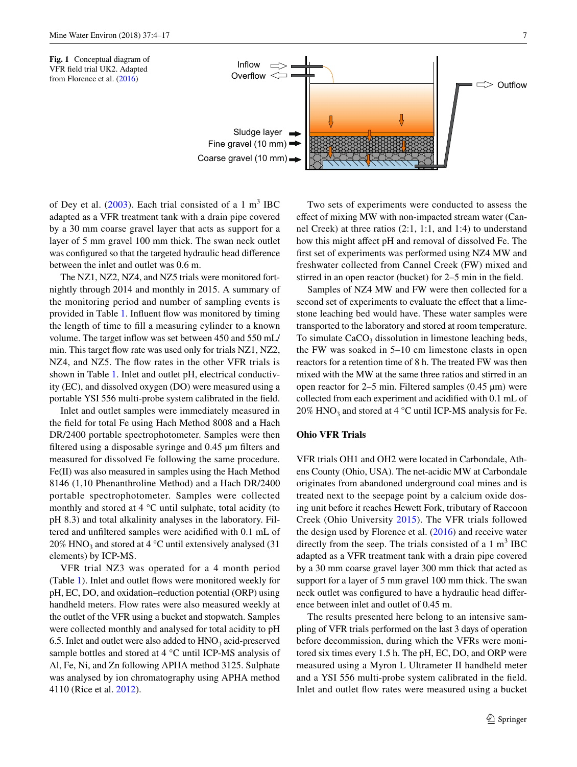**Fig. 1** Conceptual diagram of VFR field trial UK2. Adapted from Florence et al. (2016)

of Dey et al. (2003). Each trial consisted of a 1 $m^3$ IBC adapted as a VFR treatment tank with a drain pipe covered by a 30 mm coarse gravel layer that acts as support for a layer of 5 mm gravel 100 mm thick. The swan neck outlet was configured so that the targeted hydraulic head difference between the inlet and outlet was 0.6 m.

The NZ1, NZ2, NZ4, and NZ5 trials were monitored fortnightly through 2014 and monthly in 2015. A summary of the monitoring period and number of sampling events is provided in Table 1. Influent flow was monitored by timing the length of time to fill a measuring cylinder to a known volume. The target inflow was set between 450 and 550 mL/min. This target flow rate was used only for trials NZ1, NZ2, NZ4, and NZ5. The flow rates in the other VFR trials is shown in Table 1. Inlet and outlet pH, electrical conductivity (EC), and dissolved oxygen (DO) were measured using a portable YSI 556 multi-probe system calibrated in the field.

Inlet and outlet samples were immediately measured in the field for total Fe using Hach Method 8008 and a Hach DR/2400 portable spectrophotometer. Samples were then filtered using a disposable syringe and 0.45 µm filters and measured for dissolved Fe following the same procedure. Fe(II) was also measured in samples using the Hach Method 8146 (1,10 Phenanthroline Method) and a Hach DR/2400 portable spectrophotometer. Samples were collected monthly and stored at 4 °C until sulphate, total acidity (to pH 8.3) and total alkalinity analyses in the laboratory. Filtered and unfiltered samples were acidified with 0.1 mL of 20% $HNO_3$ and stored at 4 °C until extensively analysed (31 elements) by ICP-MS.

VFR trial NZ3 was operated for a 4 month period (Table 1). Inlet and outlet flows were monitored weekly for pH, EC, DO, and oxidation–reduction potential (ORP) using handheld meters. Flow rates were also measured weekly at the outlet of the VFR using a bucket and stopwatch. Samples were collected monthly and analysed for total acidity to pH 6.5. Inlet and outlet were also added to $HNO_3$ acid-preserved sample bottles and stored at 4 °C until ICP-MS analysis of Al, Fe, Ni, and Zn following APHA method 3125. Sulphate was analysed by ion chromatography using APHA method 4110 (Rice et al. 2012).

Two sets of experiments were conducted to assess the effect of mixing MW with non-impacted stream water (Cannel Creek) at three ratios (2:1, 1:1, and 1:4) to understand how this might affect pH and removal of dissolved Fe. The first set of experiments was performed using NZ4 MW and freshwater collected from Cannel Creek (FW) mixed and stirred in an open reactor (bucket) for 2–5 min in the field.

Samples of NZ4 MW and FW were then collected for a second set of experiments to evaluate the effect that a limestone leaching bed would have. These water samples were transported to the laboratory and stored at room temperature. To simulate $CaCO_3$ dissolution in limestone leaching beds, the FW was soaked in 5–10 cm limestone clasts in open reactors for a retention time of 8 h. The treated FW was then mixed with the MW at the same three ratios and stirred in an open reactor for 2–5 min. Filtered samples (0.45 µm) were collected from each experiment and acidified with 0.1 mL of 20% $HNO_3$ and stored at 4 °C until ICP-MS analysis for Fe.

### Ohio VFR Trials

VFR trials OH1 and OH2 were located in Carbondale, Athens County (Ohio, USA). The net-acidic MW at Carbondale originates from abandoned underground coal mines and is treated next to the seepage point by a calcium oxide dosing unit before it reaches Hewett Fork, tributary of Raccoon Creek (Ohio University 2015). The VFR trials followed the design used by Florence et al. (2016) and receive water directly from the seep. The trials consisted of a 1 $m^3$ IBC adapted as a VFR treatment tank with a drain pipe covered by a 30 mm coarse gravel layer 300 mm thick that acted as support for a layer of 5 mm gravel 100 mm thick. The swan neck outlet was configured to have a hydraulic head difference between inlet and outlet of 0.45 m.

The results presented here belong to an intensive sampling of VFR trials performed on the last 3 days of operation before decommission, during which the VFRs were monitored six times every 1.5 h. The pH, EC, DO, and ORP were measured using a Myron L Ultrameter II handheld meter and a YSI 556 multi-probe system calibrated in the field. Inlet and outlet flow rates were measured using a bucket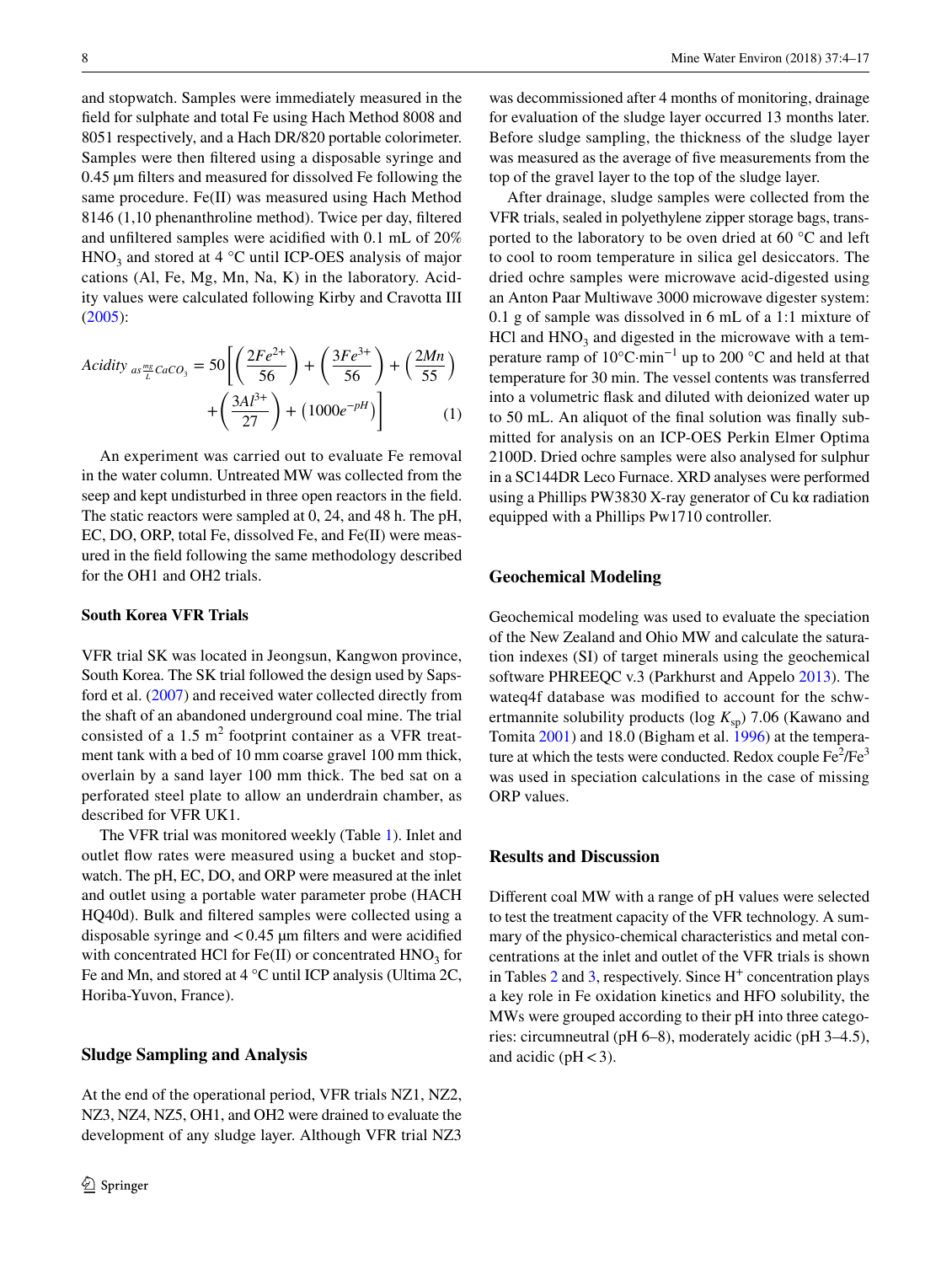and stopwatch. Samples were immediately measured in the field for sulphate and total Fe using Hach Method 8008 and 8051 respectively, and a Hach DR/820 portable colorimeter. Samples were then filtered using a disposable syringe and 0.45 µm filters and measured for dissolved Fe following the same procedure. Fe(II) was measured using Hach Method 8146 (1,10 phenanthroline method). Twice per day, filtered and unfiltered samples were acidified with 0.1 mL of 20% $HNO_3$ and stored at 4 °C until ICP-OES analysis of major cations (Al, Fe, Mg, Mn, Na, K) in the laboratory. Acidity values were calculated following Kirby and Cravotta III (2005):

$$Acidity_{\ as \frac{mg}{L} CaCO_3} = 50\left[\left(\frac{2Fe^{2+}}{56}\right) + \left(\frac{3Fe^{3+}}{56}\right) + \left(\frac{2Mn}{55}\right) + \left(\frac{3Al^{3+}}{27}\right) + \left(1000e^{-pH}\right)\right] \quad (1)$$

An experiment was carried out to evaluate Fe removal in the water column. Untreated MW was collected from the seep and kept undisturbed in three open reactors in the field. The static reactors were sampled at 0, 24, and 48 h. The pH, EC, DO, ORP, total Fe, dissolved Fe, and Fe(II) were measured in the field following the same methodology described for the OH1 and OH2 trials.

### South Korea VFR Trials

VFR trial SK was located in Jeongsun, Kangwon province, South Korea. The SK trial followed the design used by Sapsford et al. (2007) and received water collected directly from the shaft of an abandoned underground coal mine. The trial consisted of a 1.5 $m^2$ footprint container as a VFR treatment tank with a bed of 10 mm coarse gravel 100 mm thick, overlain by a sand layer 100 mm thick. The bed sat on a perforated steel plate to allow an underdrain chamber, as described for VFR UK1.

The VFR trial was monitored weekly (Table 1). Inlet and outlet flow rates were measured using a bucket and stopwatch. The pH, EC, DO, and ORP were measured at the inlet and outlet using a portable water parameter probe (HACH HQ40d). Bulk and filtered samples were collected using a disposable syringe and < 0.45 µm filters and were acidified with concentrated HCl for Fe(II) or concentrated $HNO_3$ for Fe and Mn, and stored at 4 °C until ICP analysis (Ultima 2C, Horiba-Yuvon, France).

### Sludge Sampling and Analysis

At the end of the operational period, VFR trials NZ1, NZ2, NZ3, NZ4, NZ5, OH1, and OH2 were drained to evaluate the development of any sludge layer. Although VFR trial NZ3 was decommissioned after 4 months of monitoring, drainage for evaluation of the sludge layer occurred 13 months later. Before sludge sampling, the thickness of the sludge layer was measured as the average of five measurements from the top of the gravel layer to the top of the sludge layer.

After drainage, sludge samples were collected from the VFR trials, sealed in polyethylene zipper storage bags, transported to the laboratory to be oven dried at 60 °C and left to cool to room temperature in silica gel desiccators. The dried ochre samples were microwave acid-digested using an Anton Paar Multiwave 3000 microwave digester system: 0.1 g of sample was dissolved in 6 mL of a 1:1 mixture of HCl and $HNO_3$ and digested in the microwave with a temperature ramp of 10°C·min$^{-1}$ up to 200 °C and held at that temperature for 30 min. The vessel contents was transferred into a volumetric flask and diluted with deionized water up to 50 mL. An aliquot of the final solution was finally submitted for analysis on an ICP-OES Perkin Elmer Optima 2100D. Dried ochre samples were also analysed for sulphur in a SC144DR Leco Furnace. XRD analyses were performed using a Phillips PW3830 X-ray generator of Cu kα radiation equipped with a Phillips Pw1710 controller.

### Geochemical Modeling

Geochemical modeling was used to evaluate the speciation of the New Zealand and Ohio MW and calculate the saturation indexes (SI) of target minerals using the geochemical software PHREEQC v.3 (Parkhurst and Appelo 2013). The wateq4f database was modified to account for the schwertmannite solubility products (log $K_{sp}$) 7.06 (Kawano and Tomita 2001) and 18.0 (Bigham et al. 1996) at the temperature at which the tests were conducted. Redox couple $Fe^2/Fe^3$ was used in speciation calculations in the case of missing ORP values.

## Results and Discussion

Different coal MW with a range of pH values were selected to test the treatment capacity of the VFR technology. A summary of the physico-chemical characteristics and metal concentrations at the inlet and outlet of the VFR trials is shown in Tables 2 and 3, respectively. Since $H^+$ concentration plays a key role in Fe oxidation kinetics and HFO solubility, the MWs were grouped according to their pH into three categories: circumneutral (pH 6–8), moderately acidic (pH 3–4.5), and acidic (pH < 3).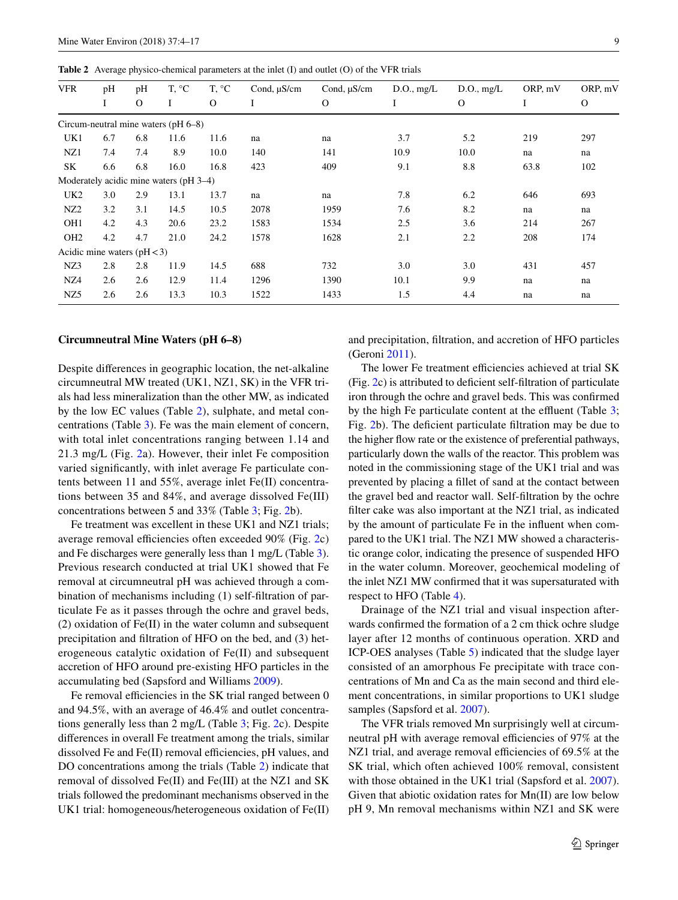**Table 2** Average physico-chemical parameters at the inlet (I) and outlet (O) of the VFR trials

| VFR | pH | pH | T, °C | T, °C | Cond, µS/cm | Cond, µS/cm | D.O., mg/L | D.O., mg/L | ORP, mV | ORP, mV |
|---|---|---|---|---|---|---|---|---|---|---|
| | I | O | I | O | I | O | I | O | I | O |
| Circum-neutral mine waters (pH 6–8) | | | | | | | | | | |
| UK1 | 6.7 | 6.8 | 11.6 | 11.6 | na | na | 3.7 | 5.2 | 219 | 297 |
| NZ1 | 7.4 | 7.4 | 8.9 | 10.0 | 140 | 141 | 10.9 | 10.0 | na | na |
| SK | 6.6 | 6.8 | 16.0 | 16.8 | 423 | 409 | 9.1 | 8.8 | 63.8 | 102 |
| Moderately acidic mine waters (pH 3–4) | | | | | | | | | | |
| UK2 | 3.0 | 2.9 | 13.1 | 13.7 | na | na | 7.8 | 6.2 | 646 | 693 |
| NZ2 | 3.2 | 3.1 | 14.5 | 10.5 | 2078 | 1959 | 7.6 | 8.2 | na | na |
| OH1 | 4.2 | 4.3 | 20.6 | 23.2 | 1583 | 1534 | 2.5 | 3.6 | 214 | 267 |
| OH2 | 4.2 | 4.7 | 21.0 | 24.2 | 1578 | 1628 | 2.1 | 2.2 | 208 | 174 |
| Acidic mine waters (pH < 3) | | | | | | | | | | |
| NZ3 | 2.8 | 2.8 | 11.9 | 14.5 | 688 | 732 | 3.0 | 3.0 | 431 | 457 |
| NZ4 | 2.6 | 2.6 | 12.9 | 11.4 | 1296 | 1390 | 10.1 | 9.9 | na | na |
| NZ5 | 2.6 | 2.6 | 13.3 | 10.3 | 1522 | 1433 | 1.5 | 4.4 | na | na |

### Circumneutral Mine Waters (pH 6–8)

Despite differences in geographic location, the net-alkaline circumneutral MW treated (UK1, NZ1, SK) in the VFR trials had less mineralization than the other MW, as indicated by the low EC values (Table 2), sulphate, and metal concentrations (Table 3). Fe was the main element of concern, with total inlet concentrations ranging between 1.14 and 21.3 mg/L (Fig. 2a). However, their inlet Fe composition varied significantly, with inlet average Fe particulate contents between 11 and 55%, average inlet Fe(II) concentrations between 35 and 84%, and average dissolved Fe(III) concentrations between 5 and 33% (Table 3; Fig. 2b).

Fe treatment was excellent in these UK1 and NZ1 trials; average removal efficiencies often exceeded 90% (Fig. 2c) and Fe discharges were generally less than 1 mg/L (Table 3). Previous research conducted at trial UK1 showed that Fe removal at circumneutral pH was achieved through a combination of mechanisms including (1) self-filtration of particulate Fe as it passes through the ochre and gravel beds, (2) oxidation of Fe(II) in the water column and subsequent precipitation and filtration of HFO on the bed, and (3) heterogeneous catalytic oxidation of Fe(II) and subsequent accretion of HFO around pre-existing HFO particles in the accumulating bed (Sapsford and Williams 2009).

Fe removal efficiencies in the SK trial ranged between 0 and 94.5%, with an average of 46.4% and outlet concentrations generally less than 2 mg/L (Table 3; Fig. 2c). Despite differences in overall Fe treatment among the trials, similar dissolved Fe and Fe(II) removal efficiencies, pH values, and DO concentrations among the trials (Table 2) indicate that removal of dissolved Fe(II) and Fe(III) at the NZ1 and SK trials followed the predominant mechanisms observed in the UK1 trial: homogeneous/heterogeneous oxidation of Fe(II) and precipitation, filtration, and accretion of HFO particles (Geroni 2011).

The lower Fe treatment efficiencies achieved at trial SK (Fig. 2c) is attributed to deficient self-filtration of particulate iron through the ochre and gravel beds. This was confirmed by the high Fe particulate content at the effluent (Table 3; Fig. 2b). The deficient particulate filtration may be due to the higher flow rate or the existence of preferential pathways, particularly down the walls of the reactor. This problem was noted in the commissioning stage of the UK1 trial and was prevented by placing a fillet of sand at the contact between the gravel bed and reactor wall. Self-filtration by the ochre filter cake was also important at the NZ1 trial, as indicated by the amount of particulate Fe in the influent when compared to the UK1 trial. The NZ1 MW showed a characteristic orange color, indicating the presence of suspended HFO in the water column. Moreover, geochemical modeling of the inlet NZ1 MW confirmed that it was supersaturated with respect to HFO (Table 4).

Drainage of the NZ1 trial and visual inspection afterwards confirmed the formation of a 2 cm thick ochre sludge layer after 12 months of continuous operation. XRD and ICP-OES analyses (Table 5) indicated that the sludge layer consisted of an amorphous Fe precipitate with trace concentrations of Mn and Ca as the main second and third element concentrations, in similar proportions to UK1 sludge samples (Sapsford et al. 2007).

The VFR trials removed Mn surprisingly well at circumneutral pH with average removal efficiencies of 97% at the NZ1 trial, and average removal efficiencies of 69.5% at the SK trial, which often achieved 100% removal, consistent with those obtained in the UK1 trial (Sapsford et al. 2007). Given that abiotic oxidation rates for Mn(II) are low below pH 9, Mn removal mechanisms within NZ1 and SK were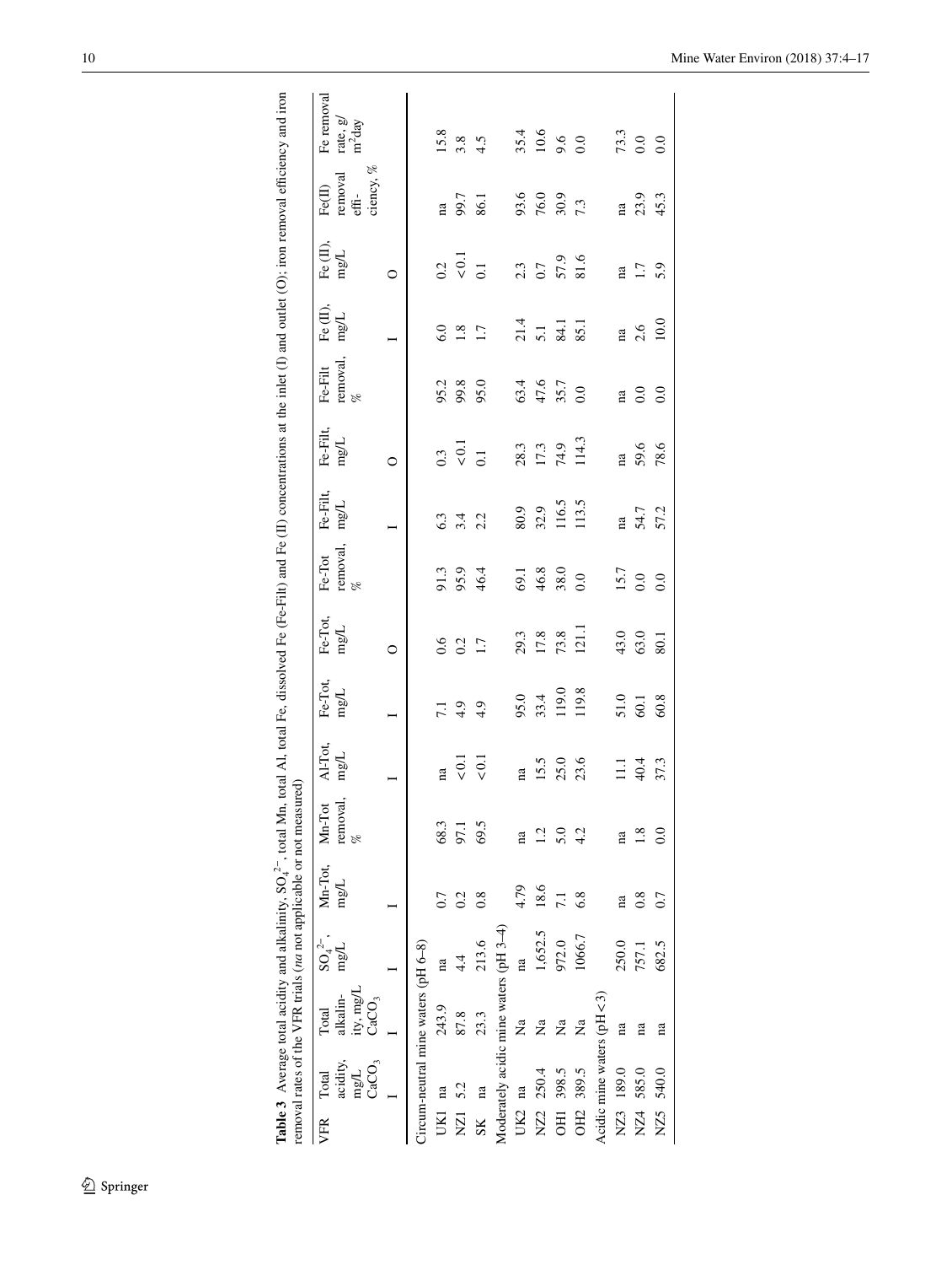**Table 3** Average total acidity and alkalinity, $SO_4^{2-}$, total Mn, total Al, total Fe, dissolved Fe (Fe-Filt) and Fe (II) concentrations at the inlet (I) and outlet (O); iron removal efficiency and iron removal rates of the VFR trials (*na* not applicable or not measured)

| VFR | Total acidity, mg/L $CaCO_3$ | Total alkalinity, mg/L $CaCO_3$ | $SO_4^{2-}$, mg/L | Mn-Tot, mg/L | Mn-Tot removal, % | Al-Tot, mg/L | Fe-Tot, mg/L | Fe-Tot, mg/L | Fe-Tot removal, % | Fe-Filt, mg/L | Fe-Filt, mg/L | Fe-Filt removal, % | Fe (II), mg/L | Fe (II), mg/L | Fe(II) removal efficiency, % | Fe removal rate, g/m$^2$day |
|---|---|---|---|---|---|---|---|---|---|---|---|---|---|---|---|---|
| | I | I | I | I | | I | I | O | | I | O | | I | O | | |
| Circum-neutral mine waters (pH 6–8) | | | | | | | | | | | | | | | | |
| UK1 | na | 243.9 | na | 0.7 | 68.3 | na | 7.1 | 0.6 | 91.3 | 6.3 | 0.3 | 95.2 | 6.0 | 0.2 | na | 15.8 |
| NZ1 | 5.2 | 87.8 | 4.4 | 0.2 | 97.1 | < 0.1 | 4.9 | 0.2 | 95.9 | 3.4 | < 0.1 | 99.8 | 1.8 | < 0.1 | 99.7 | 3.8 |
| SK | na | 23.3 | 213.6 | 0.8 | 69.5 | < 0.1 | 4.9 | 1.7 | 46.4 | 2.2 | 0.1 | 95.0 | 1.7 | 0.1 | 86.1 | 4.5 |
| Moderately acidic mine waters (pH 3–4) | | | | | | | | | | | | | | | | |
| UK2 | na | Na | na | 4.79 | na | na | 95.0 | 29.3 | 69.1 | 80.9 | 28.3 | 63.4 | 21.4 | 2.3 | 93.6 | 35.4 |
| NZ2 | 250.4 | Na | 1,652.5 | 18.6 | 1.2 | 15.5 | 33.4 | 17.8 | 46.8 | 32.9 | 17.3 | 47.6 | 5.1 | 0.7 | 76.0 | 10.6 |
| OH1 | 398.5 | Na | 972.0 | 7.1 | 5.0 | 25.0 | 119.0 | 73.8 | 38.0 | 116.5 | 74.9 | 35.7 | 84.1 | 57.9 | 30.9 | 9.6 |
| OH2 | 389.5 | Na | 1066.7 | 6.8 | 4.2 | 23.6 | 119.8 | 121.1 | 0.0 | 113.5 | 114.3 | 0.0 | 85.1 | 81.6 | 7.3 | 0.0 |
| Acidic mine waters (pH < 3) | | | | | | | | | | | | | | | | |
| NZ3 | 189.0 | na | 250.0 | na | na | 11.1 | 51.0 | 43.0 | 15.7 | na | na | na | na | na | na | 73.3 |
| NZ4 | 585.0 | na | 757.1 | 0.8 | 1.8 | 40.4 | 60.1 | 63.0 | 0.0 | 54.7 | 59.6 | 0.0 | 2.6 | 1.7 | 23.9 | 0.0 |
| NZ5 | 540.0 | na | 682.5 | 0.7 | 0.0 | 37.3 | 60.8 | 80.1 | 0.0 | 57.2 | 78.6 | 0.0 | 10.0 | 5.9 | 45.3 | 0.0 |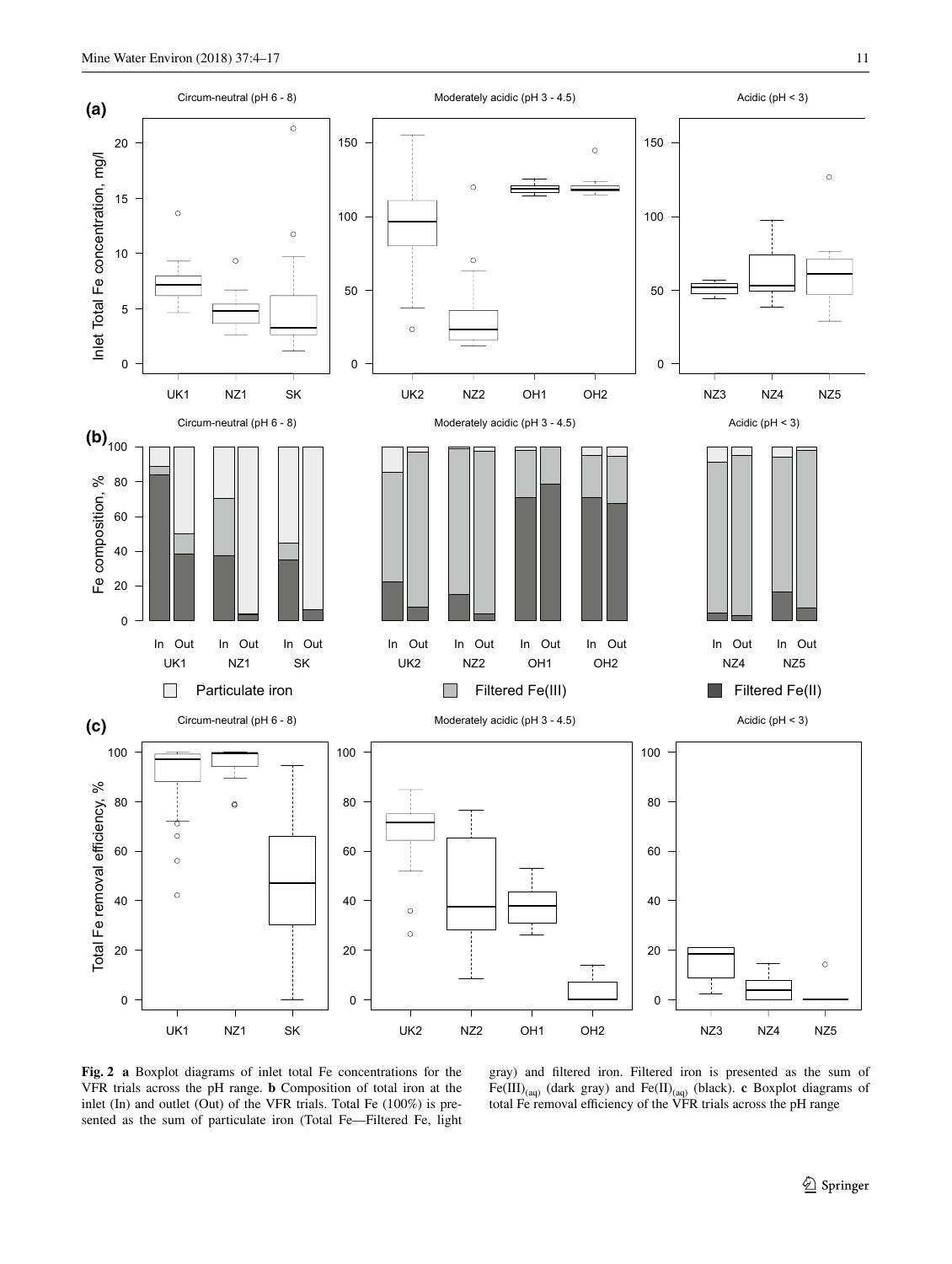**Fig. 2** **a** Boxplot diagrams of inlet total Fe concentrations for the VFR trials across the pH range. **b** Composition of total iron at the inlet (In) and outlet (Out) of the VFR trials. Total Fe (100%) is presented as the sum of particulate iron (Total Fe—Filtered Fe, light gray) and filtered iron. Filtered iron is presented as the sum of $Fe(III)_{(aq)}$ (dark gray) and $Fe(II)_{(aq)}$ (black). **c** Boxplot diagrams of total Fe removal efficiency of the VFR trials across the pH range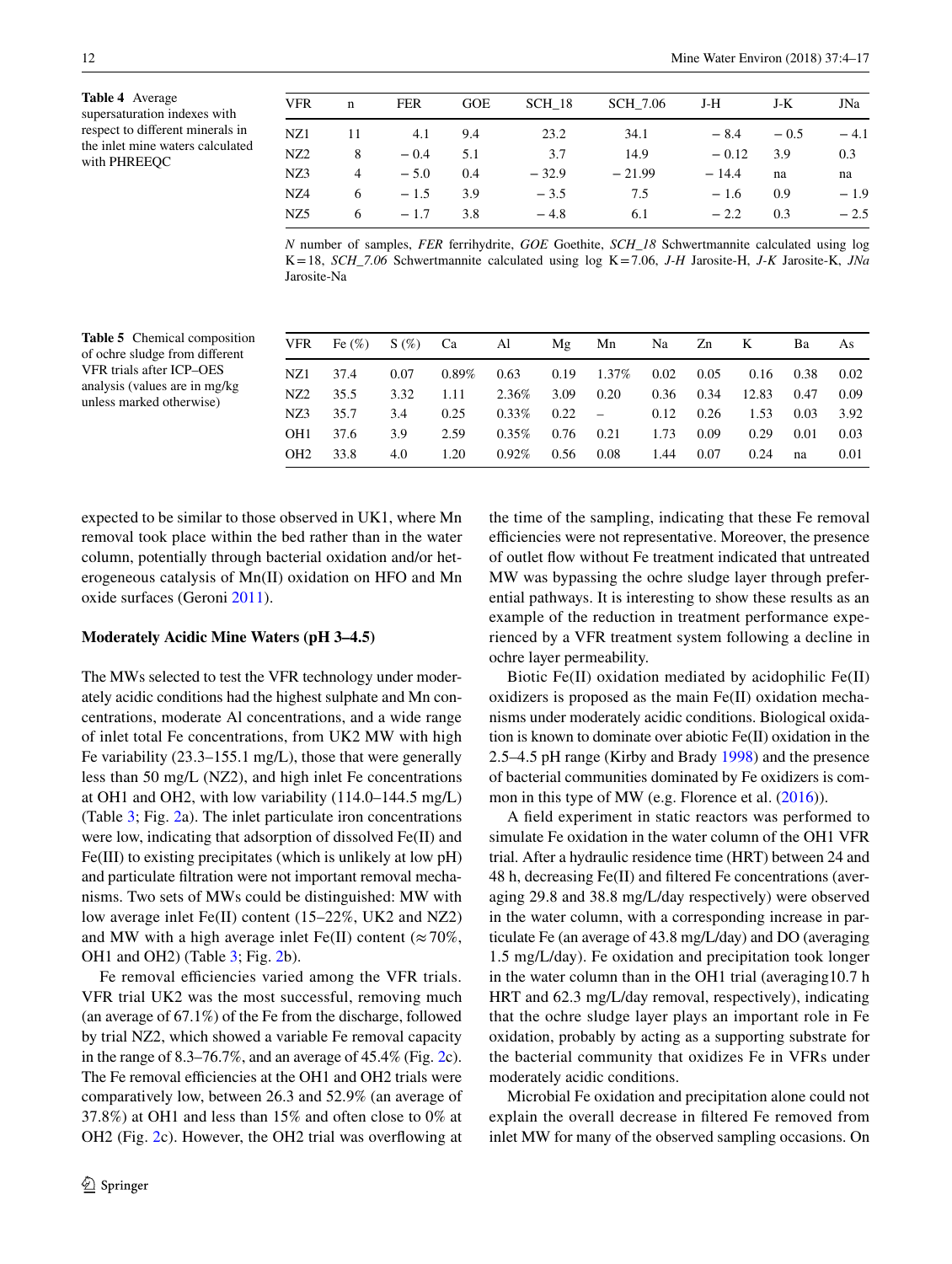**Table 4** Average supersaturation indexes with respect to different minerals in the inlet mine waters calculated with PHREEQC

| VFR | n | FER | GOE | SCH_18 | SCH_7.06 | J-H | J-K | JNa |
|---|---|---|---|---|---|---|---|---|
| NZ1 | 11 | 4.1 | 9.4 | 23.2 | 34.1 | − 8.4 | − 0.5 | − 4.1 |
| NZ2 | 8 | − 0.4 | 5.1 | 3.7 | 14.9 | − 0.12 | 3.9 | 0.3 |
| NZ3 | 4 | − 5.0 | 0.4 | − 32.9 | − 21.99 | − 14.4 | na | na |
| NZ4 | 6 | − 1.5 | 3.9 | − 3.5 | 7.5 | − 1.6 | 0.9 | − 1.9 |
| NZ5 | 6 | − 1.7 | 3.8 | − 4.8 | 6.1 | − 2.2 | 0.3 | − 2.5 |

*N* number of samples, *FER* ferrihydrite, *GOE* Goethite, *SCH_18* Schwertmannite calculated using log K = 18, *SCH_7.06* Schwertmannite calculated using log K = 7.06, *J-H* Jarosite-H, *J-K* Jarosite-K, *JNa* Jarosite-Na

**Table 5** Chemical composition of ochre sludge from different VFR trials after ICP–OES analysis (values are in mg/kg unless marked otherwise)

| VFR | Fe (%) | S (%) | Ca | Al | Mg | Mn | Na | Zn | K | Ba | As |
|---|---|---|---|---|---|---|---|---|---|---|---|
| NZ1 | 37.4 | 0.07 | 0.89% | 0.63 | 0.19 | 1.37% | 0.02 | 0.05 | 0.16 | 0.38 | 0.02 |
| NZ2 | 35.5 | 3.32 | 1.11 | 2.36% | 3.09 | 0.20 | 0.36 | 0.34 | 12.83 | 0.47 | 0.09 |
| NZ3 | 35.7 | 3.4 | 0.25 | 0.33% | 0.22 | – | 0.12 | 0.26 | 1.53 | 0.03 | 3.92 |
| OH1 | 37.6 | 3.9 | 2.59 | 0.35% | 0.76 | 0.21 | 1.73 | 0.09 | 0.29 | 0.01 | 0.03 |
| OH2 | 33.8 | 4.0 | 1.20 | 0.92% | 0.56 | 0.08 | 1.44 | 0.07 | 0.24 | na | 0.01 |

expected to be similar to those observed in UK1, where Mn removal took place within the bed rather than in the water column, potentially through bacterial oxidation and/or heterogeneous catalysis of Mn(II) oxidation on HFO and Mn oxide surfaces (Geroni 2011).

### Moderately Acidic Mine Waters (pH 3–4.5)

The MWs selected to test the VFR technology under moderately acidic conditions had the highest sulphate and Mn concentrations, moderate Al concentrations, and a wide range of inlet total Fe concentrations, from UK2 MW with high Fe variability (23.3–155.1 mg/L), those that were generally less than 50 mg/L (NZ2), and high inlet Fe concentrations at OH1 and OH2, with low variability (114.0–144.5 mg/L) (Table 3; Fig. 2a). The inlet particulate iron concentrations were low, indicating that adsorption of dissolved Fe(II) and Fe(III) to existing precipitates (which is unlikely at low pH) and particulate filtration were not important removal mechanisms. Two sets of MWs could be distinguished: MW with low average inlet Fe(II) content (15–22%, UK2 and NZ2) and MW with a high average inlet Fe(II) content (≈ 70%, OH1 and OH2) (Table 3; Fig. 2b).

Fe removal efficiencies varied among the VFR trials. VFR trial UK2 was the most successful, removing much (an average of 67.1%) of the Fe from the discharge, followed by trial NZ2, which showed a variable Fe removal capacity in the range of 8.3–76.7%, and an average of 45.4% (Fig. 2c). The Fe removal efficiencies at the OH1 and OH2 trials were comparatively low, between 26.3 and 52.9% (an average of 37.8%) at OH1 and less than 15% and often close to 0% at OH2 (Fig. 2c). However, the OH2 trial was overflowing at the time of the sampling, indicating that these Fe removal efficiencies were not representative. Moreover, the presence of outlet flow without Fe treatment indicated that untreated MW was bypassing the ochre sludge layer through preferential pathways. It is interesting to show these results as an example of the reduction in treatment performance experienced by a VFR treatment system following a decline in ochre layer permeability.

Biotic Fe(II) oxidation mediated by acidophilic Fe(II) oxidizers is proposed as the main Fe(II) oxidation mechanisms under moderately acidic conditions. Biological oxidation is known to dominate over abiotic Fe(II) oxidation in the 2.5–4.5 pH range (Kirby and Brady 1998) and the presence of bacterial communities dominated by Fe oxidizers is common in this type of MW (e.g. Florence et al. (2016)).

A field experiment in static reactors was performed to simulate Fe oxidation in the water column of the OH1 VFR trial. After a hydraulic residence time (HRT) between 24 and 48 h, decreasing Fe(II) and filtered Fe concentrations (averaging 29.8 and 38.8 mg/L/day respectively) were observed in the water column, with a corresponding increase in particulate Fe (an average of 43.8 mg/L/day) and DO (averaging 1.5 mg/L/day). Fe oxidation and precipitation took longer in the water column than in the OH1 trial (averaging10.7 h HRT and 62.3 mg/L/day removal, respectively), indicating that the ochre sludge layer plays an important role in Fe oxidation, probably by acting as a supporting substrate for the bacterial community that oxidizes Fe in VFRs under moderately acidic conditions.

Microbial Fe oxidation and precipitation alone could not explain the overall decrease in filtered Fe removed from inlet MW for many of the observed sampling occasions. On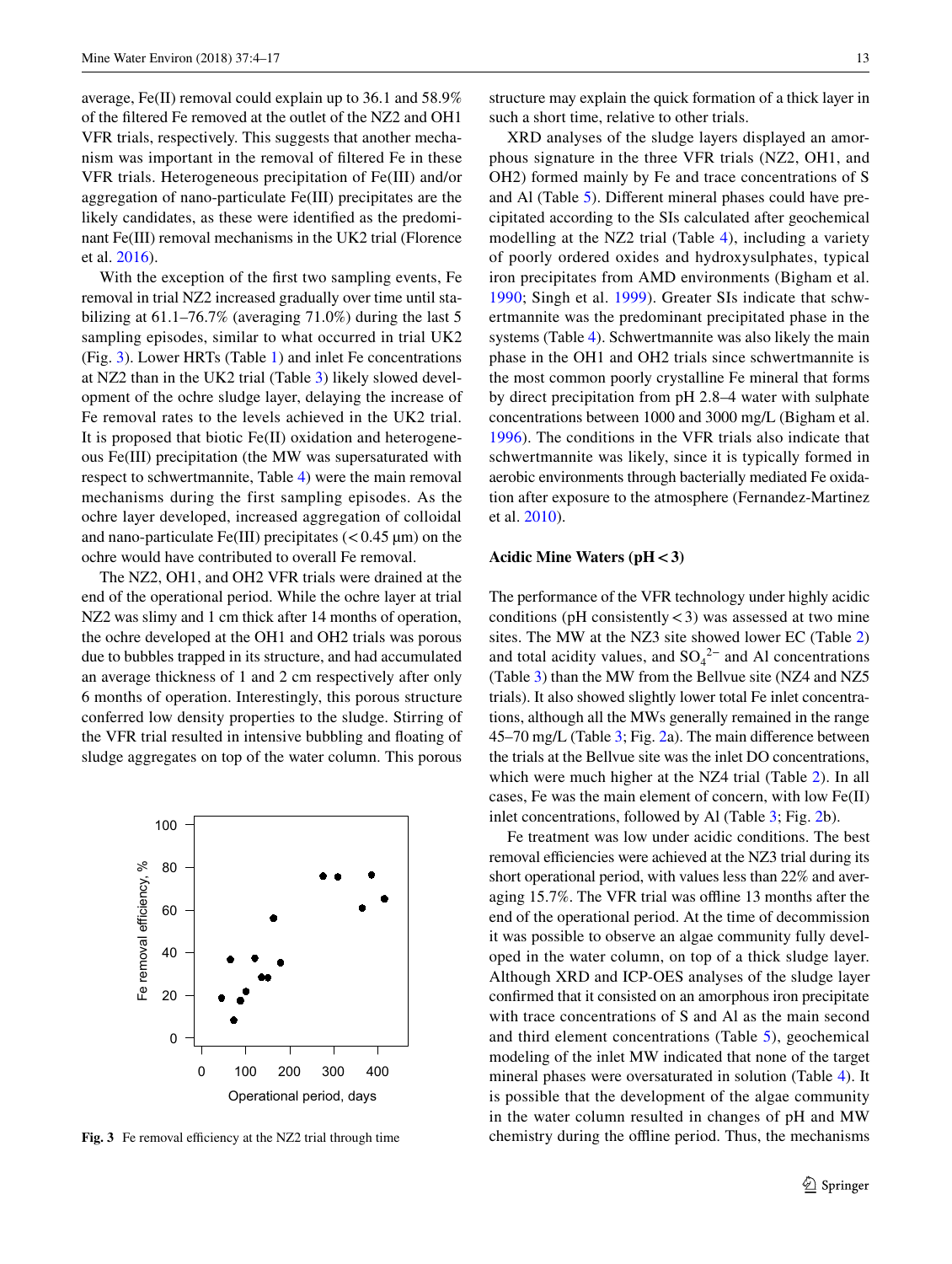average, Fe(II) removal could explain up to 36.1 and 58.9% of the filtered Fe removed at the outlet of the NZ2 and OH1 VFR trials, respectively. This suggests that another mechanism was important in the removal of filtered Fe in these VFR trials. Heterogeneous precipitation of Fe(III) and/or aggregation of nano-particulate Fe(III) precipitates are the likely candidates, as these were identified as the predominant Fe(III) removal mechanisms in the UK2 trial (Florence et al. 2016).

With the exception of the first two sampling events, Fe removal in trial NZ2 increased gradually over time until stabilizing at 61.1–76.7% (averaging 71.0%) during the last 5 sampling episodes, similar to what occurred in trial UK2 (Fig. 3). Lower HRTs (Table 1) and inlet Fe concentrations at NZ2 than in the UK2 trial (Table 3) likely slowed development of the ochre sludge layer, delaying the increase of Fe removal rates to the levels achieved in the UK2 trial. It is proposed that biotic Fe(II) oxidation and heterogeneous Fe(III) precipitation (the MW was supersaturated with respect to schwertmannite, Table 4) were the main removal mechanisms during the first sampling episodes. As the ochre layer developed, increased aggregation of colloidal and nano-particulate Fe(III) precipitates (< 0.45 µm) on the ochre would have contributed to overall Fe removal.

The NZ2, OH1, and OH2 VFR trials were drained at the end of the operational period. While the ochre layer at trial NZ2 was slimy and 1 cm thick after 14 months of operation, the ochre developed at the OH1 and OH2 trials was porous due to bubbles trapped in its structure, and had accumulated an average thickness of 1 and 2 cm respectively after only 6 months of operation. Interestingly, this porous structure conferred low density properties to the sludge. Stirring of the VFR trial resulted in intensive bubbling and floating of sludge aggregates on top of the water column. This porous structure may explain the quick formation of a thick layer in such a short time, relative to other trials.

**Fig. 3** Fe removal efficiency at the NZ2 trial through time

XRD analyses of the sludge layers displayed an amorphous signature in the three VFR trials (NZ2, OH1, and OH2) formed mainly by Fe and trace concentrations of S and Al (Table 5). Different mineral phases could have precipitated according to the SIs calculated after geochemical modelling at the NZ2 trial (Table 4), including a variety of poorly ordered oxides and hydroxysulphates, typical iron precipitates from AMD environments (Bigham et al. 1990; Singh et al. 1999). Greater SIs indicate that schwertmannite was the predominant precipitated phase in the systems (Table 4). Schwertmannite was also likely the main phase in the OH1 and OH2 trials since schwertmannite is the most common poorly crystalline Fe mineral that forms by direct precipitation from pH 2.8–4 water with sulphate concentrations between 1000 and 3000 mg/L (Bigham et al. 1996). The conditions in the VFR trials also indicate that schwertmannite was likely, since it is typically formed in aerobic environments through bacterially mediated Fe oxidation after exposure to the atmosphere (Fernandez-Martinez et al. 2010).

### Acidic Mine Waters (pH < 3)

The performance of the VFR technology under highly acidic conditions (pH consistently < 3) was assessed at two mine sites. The MW at the NZ3 site showed lower EC (Table 2) and total acidity values, and $SO_4^{2-}$ and Al concentrations (Table 3) than the MW from the Bellvue site (NZ4 and NZ5 trials). It also showed slightly lower total Fe inlet concentrations, although all the MWs generally remained in the range 45–70 mg/L (Table 3; Fig. 2a). The main difference between the trials at the Bellvue site was the inlet DO concentrations, which were much higher at the NZ4 trial (Table 2). In all cases, Fe was the main element of concern, with low Fe(II) inlet concentrations, followed by Al (Table 3; Fig. 2b).

Fe treatment was low under acidic conditions. The best removal efficiencies were achieved at the NZ3 trial during its short operational period, with values less than 22% and averaging 15.7%. The VFR trial was offline 13 months after the end of the operational period. At the time of decommission it was possible to observe an algae community fully developed in the water column, on top of a thick sludge layer. Although XRD and ICP-OES analyses of the sludge layer confirmed that it consisted on an amorphous iron precipitate with trace concentrations of S and Al as the main second and third element concentrations (Table 5), geochemical modeling of the inlet MW indicated that none of the target mineral phases were oversaturated in solution (Table 4). It is possible that the development of the algae community in the water column resulted in changes of pH and MW chemistry during the offline period. Thus, the mechanisms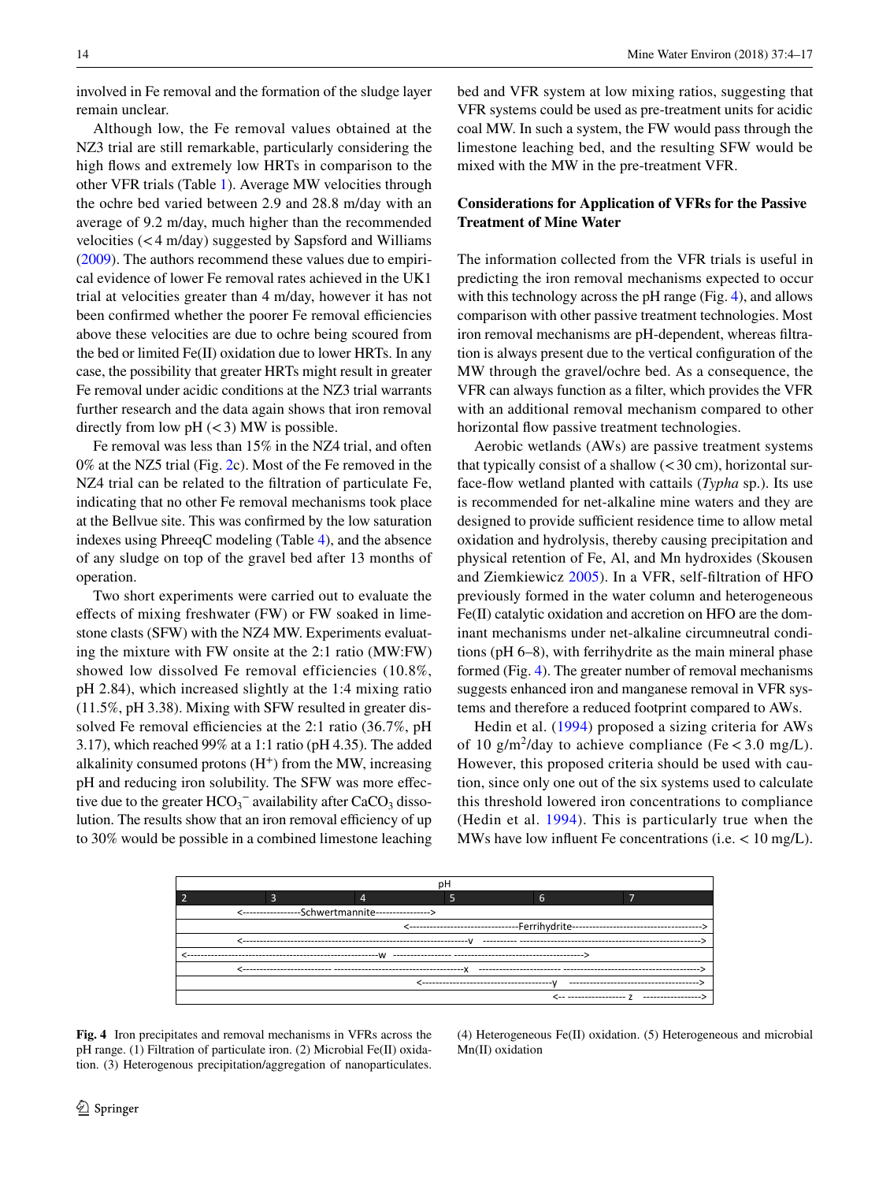involved in Fe removal and the formation of the sludge layer remain unclear.

Although low, the Fe removal values obtained at the NZ3 trial are still remarkable, particularly considering the high flows and extremely low HRTs in comparison to the other VFR trials (Table 1). Average MW velocities through the ochre bed varied between 2.9 and 28.8 m/day with an average of 9.2 m/day, much higher than the recommended velocities (< 4 m/day) suggested by Sapsford and Williams (2009). The authors recommend these values due to empirical evidence of lower Fe removal rates achieved in the UK1 trial at velocities greater than 4 m/day, however it has not been confirmed whether the poorer Fe removal efficiencies above these velocities are due to ochre being scoured from the bed or limited Fe(II) oxidation due to lower HRTs. In any case, the possibility that greater HRTs might result in greater Fe removal under acidic conditions at the NZ3 trial warrants further research and the data again shows that iron removal directly from low pH (< 3) MW is possible.

Fe removal was less than 15% in the NZ4 trial, and often 0% at the NZ5 trial (Fig. 2c). Most of the Fe removed in the NZ4 trial can be related to the filtration of particulate Fe, indicating that no other Fe removal mechanisms took place at the Bellvue site. This was confirmed by the low saturation indexes using PhreeqC modeling (Table 4), and the absence of any sludge on top of the gravel bed after 13 months of operation.

Two short experiments were carried out to evaluate the effects of mixing freshwater (FW) or FW soaked in limestone clasts (SFW) with the NZ4 MW. Experiments evaluating the mixture with FW onsite at the 2:1 ratio (MW:FW) showed low dissolved Fe removal efficiencies (10.8%, pH 2.84), which increased slightly at the 1:4 mixing ratio (11.5%, pH 3.38). Mixing with SFW resulted in greater dissolved Fe removal efficiencies at the 2:1 ratio (36.7%, pH 3.17), which reached 99% at a 1:1 ratio (pH 4.35). The added alkalinity consumed protons ($H^{+}$) from the MW, increasing pH and reducing iron solubility. The SFW was more effective due to the greater $HCO_3^-$ availability after $CaCO_3$ dissolution. The results show that an iron removal efficiency of up to 30% would be possible in a combined limestone leaching bed and VFR system at low mixing ratios, suggesting that VFR systems could be used as pre-treatment units for acidic coal MW. In such a system, the FW would pass through the limestone leaching bed, and the resulting SFW would be mixed with the MW in the pre-treatment VFR.

## Considerations for Application of VFRs for the Passive Treatment of Mine Water

The information collected from the VFR trials is useful in predicting the iron removal mechanisms expected to occur with this technology across the pH range (Fig. 4), and allows comparison with other passive treatment technologies. Most iron removal mechanisms are pH-dependent, whereas filtration is always present due to the vertical configuration of the MW through the gravel/ochre bed. As a consequence, the VFR can always function as a filter, which provides the VFR with an additional removal mechanism compared to other horizontal flow passive treatment technologies.

Aerobic wetlands (AWs) are passive treatment systems that typically consist of a shallow (< 30 cm), horizontal surface-flow wetland planted with cattails (*Typha* sp.). Its use is recommended for net-alkaline mine waters and they are designed to provide sufficient residence time to allow metal oxidation and hydrolysis, thereby causing precipitation and physical retention of Fe, Al, and Mn hydroxides (Skousen and Ziemkiewicz 2005). In a VFR, self-filtration of HFO previously formed in the water column and heterogeneous Fe(II) catalytic oxidation and accretion on HFO are the dominant mechanisms under net-alkaline circumneutral conditions (pH 6–8), with ferrihydrite as the main mineral phase formed (Fig. 4). The greater number of removal mechanisms suggests enhanced iron and manganese removal in VFR systems and therefore a reduced footprint compared to AWs.

Hedin et al. (1994) proposed a sizing criteria for AWs of 10 g/m²/day to achieve compliance (Fe < 3.0 mg/L). However, this proposed criteria should be used with caution, since only one out of the six systems used to calculate this threshold lowered iron concentrations to compliance (Hedin et al. 1994). This is particularly true when the MWs have low influent Fe concentrations (i.e. < 10 mg/L).

```
                                          pH
2              3              4              5              6              7
          <----------------Schwertmannite---------------->
                                   <------------------------------Ferrihydrite------------------------------------>
          <-------------------------------------------------------v  ---------- -------------------------------------------->
<------------------------------------------------w  ---------------- ---------------------------------->
          <------------------------ ---------------------------------------x  ------------------------ ----------------------------------->
                                    <------------------------------------y  ----------------------------------->
                                                                          <-- ---------------- z  ---------------->
```

**Fig. 4** Iron precipitates and removal mechanisms in VFRs across the pH range. (1) Filtration of particulate iron. (2) Microbial Fe(II) oxidation. (3) Heterogenous precipitation/aggregation of nanoparticulates. (4) Heterogeneous Fe(II) oxidation. (5) Heterogeneous and microbial Mn(II) oxidation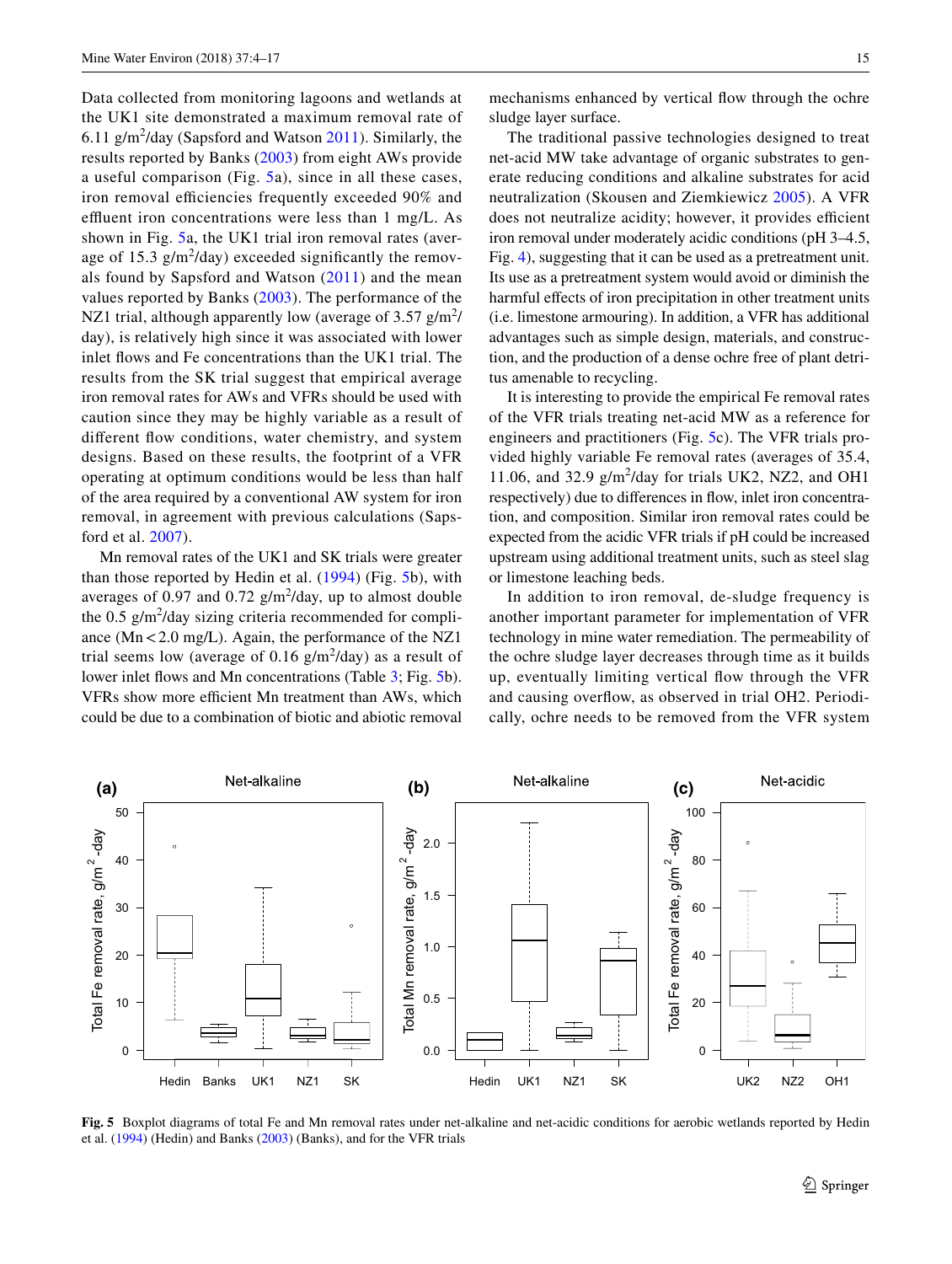Data collected from monitoring lagoons and wetlands at the UK1 site demonstrated a maximum removal rate of 6.11 g/m$^2$/day (Sapsford and Watson 2011). Similarly, the results reported by Banks (2003) from eight AWs provide a useful comparison (Fig. 5a), since in all these cases, iron removal efficiencies frequently exceeded 90% and effluent iron concentrations were less than 1 mg/L. As shown in Fig. 5a, the UK1 trial iron removal rates (average of 15.3 g/m$^2$/day) exceeded significantly the removals found by Sapsford and Watson (2011) and the mean values reported by Banks (2003). The performance of the NZ1 trial, although apparently low (average of 3.57 g/m$^2$/day), is relatively high since it was associated with lower inlet flows and Fe concentrations than the UK1 trial. The results from the SK trial suggest that empirical average iron removal rates for AWs and VFRs should be used with caution since they may be highly variable as a result of different flow conditions, water chemistry, and system designs. Based on these results, the footprint of a VFR operating at optimum conditions would be less than half of the area required by a conventional AW system for iron removal, in agreement with previous calculations (Sapsford et al. 2007).

Mn removal rates of the UK1 and SK trials were greater than those reported by Hedin et al. (1994) (Fig. 5b), with averages of 0.97 and 0.72 g/m$^2$/day, up to almost double the 0.5 g/m$^2$/day sizing criteria recommended for compliance (Mn < 2.0 mg/L). Again, the performance of the NZ1 trial seems low (average of 0.16 g/m$^2$/day) as a result of lower inlet flows and Mn concentrations (Table 3; Fig. 5b). VFRs show more efficient Mn treatment than AWs, which could be due to a combination of biotic and abiotic removal mechanisms enhanced by vertical flow through the ochre sludge layer surface.

The traditional passive technologies designed to treat net-acid MW take advantage of organic substrates to generate reducing conditions and alkaline substrates for acid neutralization (Skousen and Ziemkiewicz 2005). A VFR does not neutralize acidity; however, it provides efficient iron removal under moderately acidic conditions (pH 3–4.5, Fig. 4), suggesting that it can be used as a pretreatment unit. Its use as a pretreatment system would avoid or diminish the harmful effects of iron precipitation in other treatment units (i.e. limestone armouring). In addition, a VFR has additional advantages such as simple design, materials, and construction, and the production of a dense ochre free of plant detritus amenable to recycling.

It is interesting to provide the empirical Fe removal rates of the VFR trials treating net-acid MW as a reference for engineers and practitioners (Fig. 5c). The VFR trials provided highly variable Fe removal rates (averages of 35.4, 11.06, and 32.9 g/m$^2$/day for trials UK2, NZ2, and OH1 respectively) due to differences in flow, inlet iron concentration, and composition. Similar iron removal rates could be expected from the acidic VFR trials if pH could be increased upstream using additional treatment units, such as steel slag or limestone leaching beds.

In addition to iron removal, de-sludge frequency is another important parameter for implementation of VFR technology in mine water remediation. The permeability of the ochre sludge layer decreases through time as it builds up, eventually limiting vertical flow through the VFR and causing overflow, as observed in trial OH2. Periodically, ochre needs to be removed from the VFR system

**Fig. 5** Boxplot diagrams of total Fe and Mn removal rates under net-alkaline and net-acidic conditions for aerobic wetlands reported by Hedin et al. (1994) (Hedin) and Banks (2003) (Banks), and for the VFR trials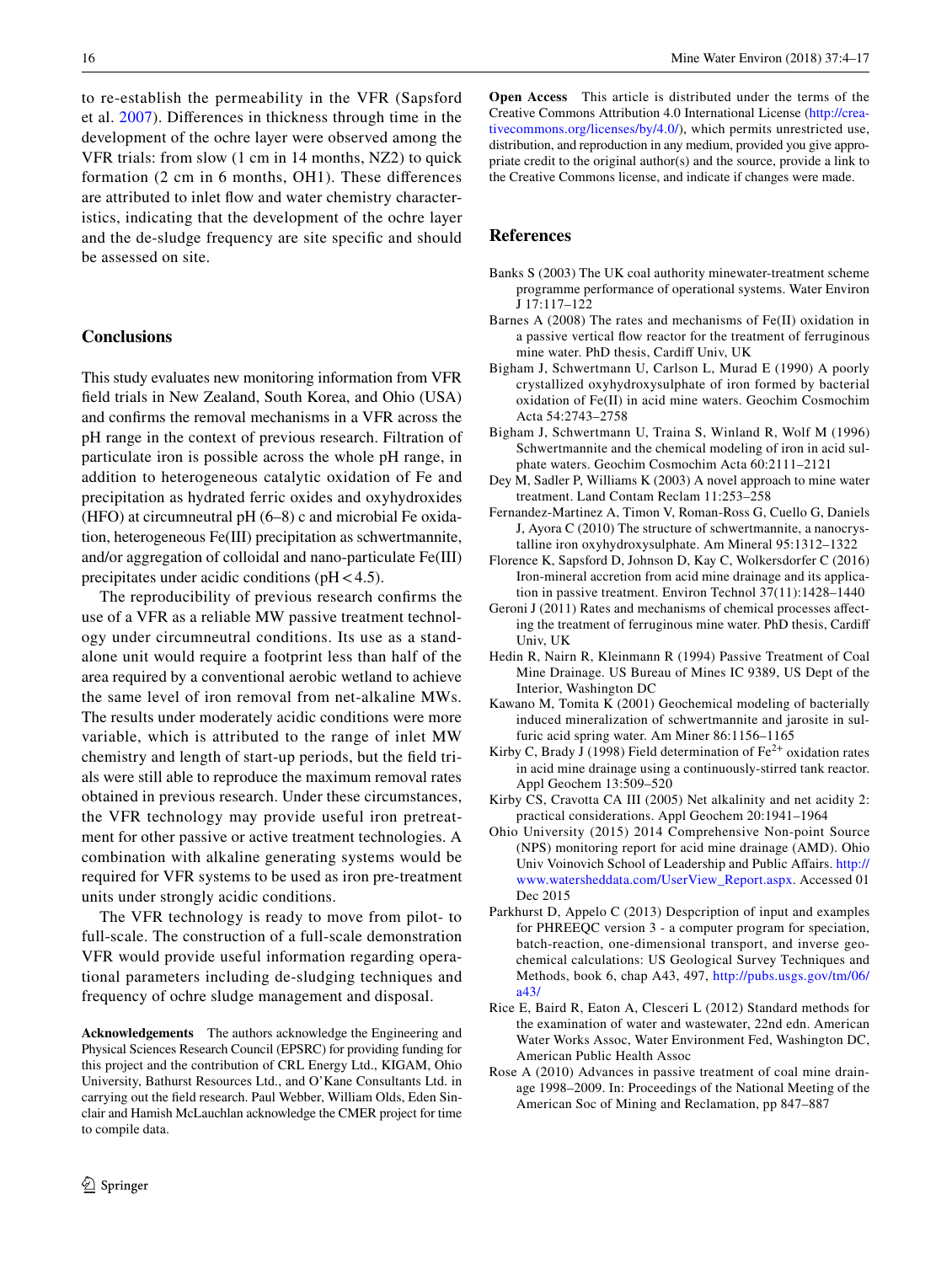to re-establish the permeability in the VFR (Sapsford et al. 2007). Differences in thickness through time in the development of the ochre layer were observed among the VFR trials: from slow (1 cm in 14 months, NZ2) to quick formation (2 cm in 6 months, OH1). These differences are attributed to inlet flow and water chemistry characteristics, indicating that the development of the ochre layer and the de-sludge frequency are site specific and should be assessed on site.

## Conclusions

This study evaluates new monitoring information from VFR field trials in New Zealand, South Korea, and Ohio (USA) and confirms the removal mechanisms in a VFR across the pH range in the context of previous research. Filtration of particulate iron is possible across the whole pH range, in addition to heterogeneous catalytic oxidation of Fe and precipitation as hydrated ferric oxides and oxyhydroxides (HFO) at circumneutral pH (6–8) c and microbial Fe oxidation, heterogeneous Fe(III) precipitation as schwertmannite, and/or aggregation of colloidal and nano-particulate Fe(III) precipitates under acidic conditions (pH < 4.5).

The reproducibility of previous research confirms the use of a VFR as a reliable MW passive treatment technology under circumneutral conditions. Its use as a stand-alone unit would require a footprint less than half of the area required by a conventional aerobic wetland to achieve the same level of iron removal from net-alkaline MWs. The results under moderately acidic conditions were more variable, which is attributed to the range of inlet MW chemistry and length of start-up periods, but the field trials were still able to reproduce the maximum removal rates obtained in previous research. Under these circumstances, the VFR technology may provide useful iron pretreatment for other passive or active treatment technologies. A combination with alkaline generating systems would be required for VFR systems to be used as iron pre-treatment units under strongly acidic conditions.

The VFR technology is ready to move from pilot- to full-scale. The construction of a full-scale demonstration VFR would provide useful information regarding operational parameters including de-sludging techniques and frequency of ochre sludge management and disposal.

**Acknowledgements** The authors acknowledge the Engineering and Physical Sciences Research Council (EPSRC) for providing funding for this project and the contribution of CRL Energy Ltd., KIGAM, Ohio University, Bathurst Resources Ltd., and O'Kane Consultants Ltd. in carrying out the field research. Paul Webber, William Olds, Eden Sinclair and Hamish McLauchlan acknowledge the CMER project for time to compile data.

**Open Access** This article is distributed under the terms of the Creative Commons Attribution 4.0 International License (http://creativecommons.org/licenses/by/4.0/), which permits unrestricted use, distribution, and reproduction in any medium, provided you give appropriate credit to the original author(s) and the source, provide a link to the Creative Commons license, and indicate if changes were made.

## References

Banks S (2003) The UK coal authority minewater-treatment scheme programme performance of operational systems. Water Environ J 17:117–122

Barnes A (2008) The rates and mechanisms of Fe(II) oxidation in a passive vertical flow reactor for the treatment of ferruginous mine water. PhD thesis, Cardiff Univ, UK

Bigham J, Schwertmann U, Carlson L, Murad E (1990) A poorly crystallized oxyhydroxysulphate of iron formed by bacterial oxidation of Fe(II) in acid mine waters. Geochim Cosmochim Acta 54:2743–2758

Bigham J, Schwertmann U, Traina S, Winland R, Wolf M (1996) Schwertmannite and the chemical modeling of iron in acid sulphate waters. Geochim Cosmochim Acta 60:2111–2121

Dey M, Sadler P, Williams K (2003) A novel approach to mine water treatment. Land Contam Reclam 11:253–258

Fernandez-Martinez A, Timon V, Roman-Ross G, Cuello G, Daniels J, Ayora C (2010) The structure of schwertmannite, a nanocrystalline iron oxyhydroxysulphate. Am Mineral 95:1312–1322

Florence K, Sapsford D, Johnson D, Kay C, Wolkersdorfer C (2016) Iron-mineral accretion from acid mine drainage and its application in passive treatment. Environ Technol 37(11):1428–1440

Geroni J (2011) Rates and mechanisms of chemical processes affecting the treatment of ferruginous mine water. PhD thesis, Cardiff Univ, UK

Hedin R, Nairn R, Kleinmann R (1994) Passive Treatment of Coal Mine Drainage. US Bureau of Mines IC 9389, US Dept of the Interior, Washington DC

Kawano M, Tomita K (2001) Geochemical modeling of bacterially induced mineralization of schwertmannite and jarosite in sulfuric acid spring water. Am Miner 86:1156–1165

Kirby C, Brady J (1998) Field determination of $Fe^{2+}$ oxidation rates in acid mine drainage using a continuously-stirred tank reactor. Appl Geochem 13:509–520

Kirby CS, Cravotta CA III (2005) Net alkalinity and net acidity 2: practical considerations. Appl Geochem 20:1941–1964

Ohio University (2015) 2014 Comprehensive Non-point Source (NPS) monitoring report for acid mine drainage (AMD). Ohio Univ Voinovich School of Leadership and Public Affairs. http://www.watersheddata.com/UserView_Report.aspx. Accessed 01 Dec 2015

Parkhurst D, Appelo C (2013) Despcription of input and examples for PHREEQC version 3 - a computer program for speciation, batch-reaction, one-dimensional transport, and inverse geochemical calculations: US Geological Survey Techniques and Methods, book 6, chap A43, 497, http://pubs.usgs.gov/tm/06/a43/

Rice E, Baird R, Eaton A, Clesceri L (2012) Standard methods for the examination of water and wastewater, 22nd edn. American Water Works Assoc, Water Environment Fed, Washington DC, American Public Health Assoc

Rose A (2010) Advances in passive treatment of coal mine drainage 1998–2009. In: Proceedings of the National Meeting of the American Soc of Mining and Reclamation, pp 847–887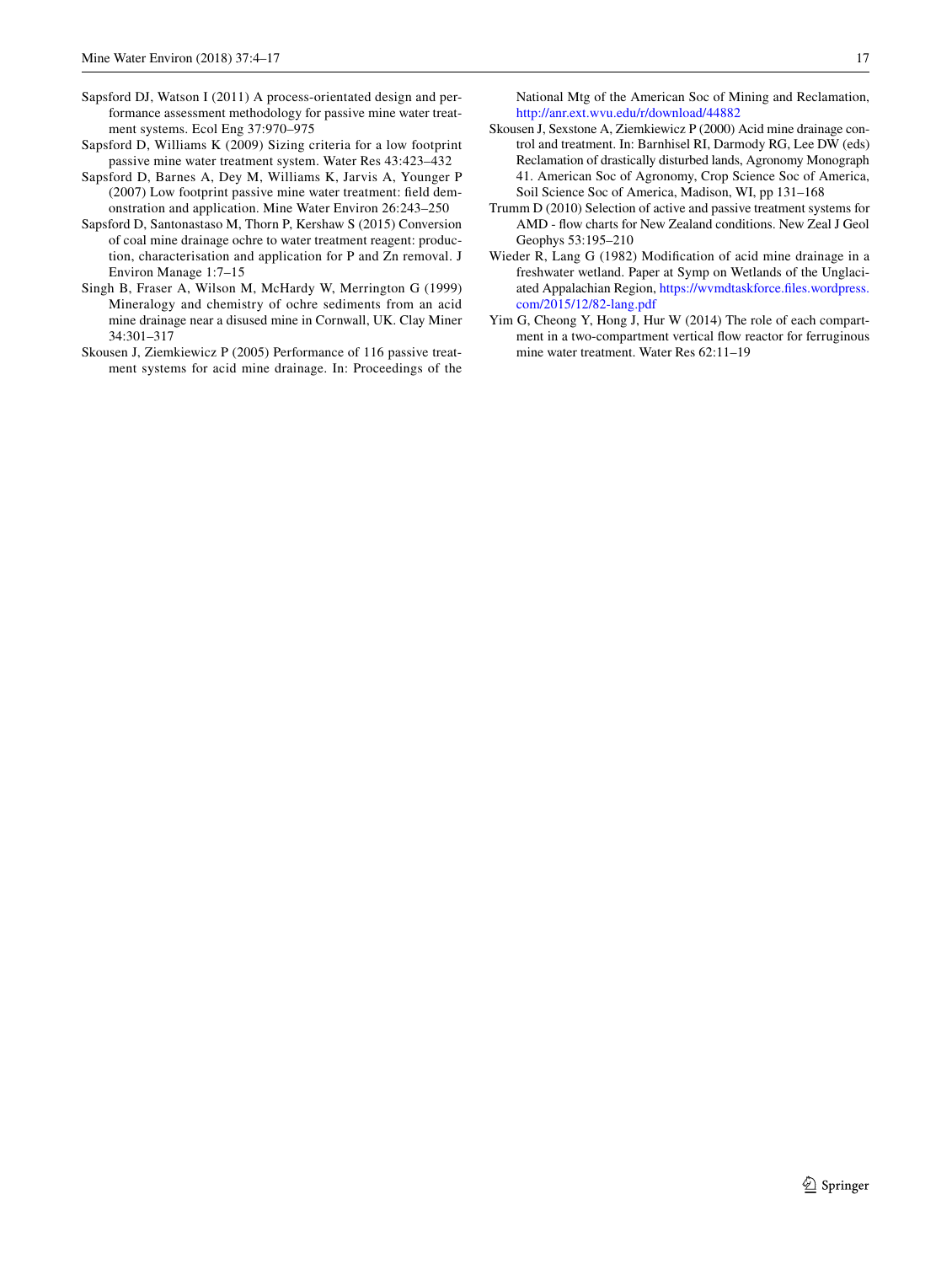Sapsford DJ, Watson I (2011) A process-orientated design and performance assessment methodology for passive mine water treatment systems. Ecol Eng 37:970–975

Sapsford D, Williams K (2009) Sizing criteria for a low footprint passive mine water treatment system. Water Res 43:423–432

Sapsford D, Barnes A, Dey M, Williams K, Jarvis A, Younger P (2007) Low footprint passive mine water treatment: field demonstration and application. Mine Water Environ 26:243–250

Sapsford D, Santonastaso M, Thorn P, Kershaw S (2015) Conversion of coal mine drainage ochre to water treatment reagent: production, characterisation and application for P and Zn removal. J Environ Manage 1:7–15

Singh B, Fraser A, Wilson M, McHardy W, Merrington G (1999) Mineralogy and chemistry of ochre sediments from an acid mine drainage near a disused mine in Cornwall, UK. Clay Miner 34:301–317

Skousen J, Ziemkiewicz P (2005) Performance of 116 passive treatment systems for acid mine drainage. In: Proceedings of the National Mtg of the American Soc of Mining and Reclamation, http://anr.ext.wvu.edu/r/download/44882

Skousen J, Sexstone A, Ziemkiewicz P (2000) Acid mine drainage control and treatment. In: Barnhisel RI, Darmody RG, Lee DW (eds) Reclamation of drastically disturbed lands, Agronomy Monograph 41. American Soc of Agronomy, Crop Science Soc of America, Soil Science Soc of America, Madison, WI, pp 131–168

Trumm D (2010) Selection of active and passive treatment systems for AMD - flow charts for New Zealand conditions. New Zeal J Geol Geophys 53:195–210

Wieder R, Lang G (1982) Modification of acid mine drainage in a freshwater wetland. Paper at Symp on Wetlands of the Unglaciated Appalachian Region, https://wvmdtaskforce.files.wordpress.com/2015/12/82-lang.pdf

Yim G, Cheong Y, Hong J, Hur W (2014) The role of each compartment in a two-compartment vertical flow reactor for ferruginous mine water treatment. Water Res 62:11–19